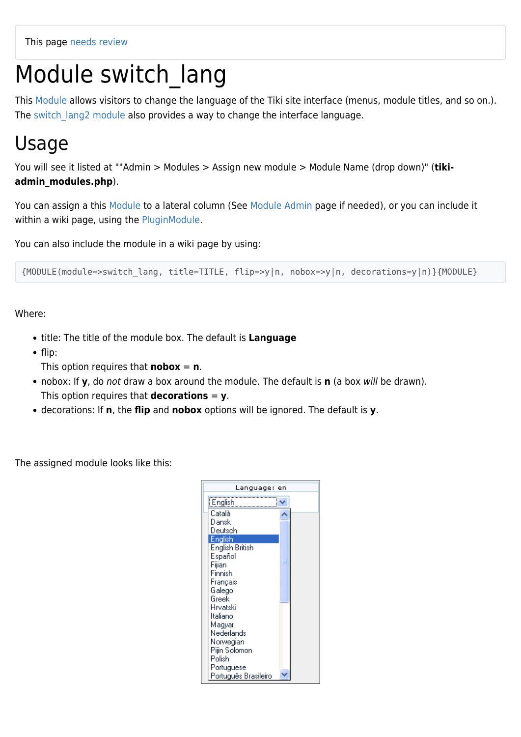This page needs review

# Module switch_lang

This Module allows visitors to change the language of the Tiki site interface (menus, module titles, and so on.). The switch_lang2 module also provides a way to change the interface language.

## Usage

You will see it listed at ""Admin > Modules > Assign new module > Module Name (drop down)" (**tiki-admin_modules.php**).

You can assign a this Module to a lateral column (See Module Admin page if needed), or you can include it within a wiki page, using the PluginModule.

You can also include the module in a wiki page by using:

```
{MODULE(module=>switch_lang, title=TITLE, flip=>y|n, nobox=>y|n, decorations=y|n)}{MODULE}
```

Where:

- title: The title of the module box. The default is **Language**
- flip:
  This option requires that **nobox** = **n**.
- nobox: If **y**, do *not* draw a box around the module. The default is **n** (a box *will* be drawn).
  This option requires that **decorations** = **y**.
- decorations: If **n**, the **flip** and **nobox** options will be ignored. The default is **y**.

The assigned module looks like this: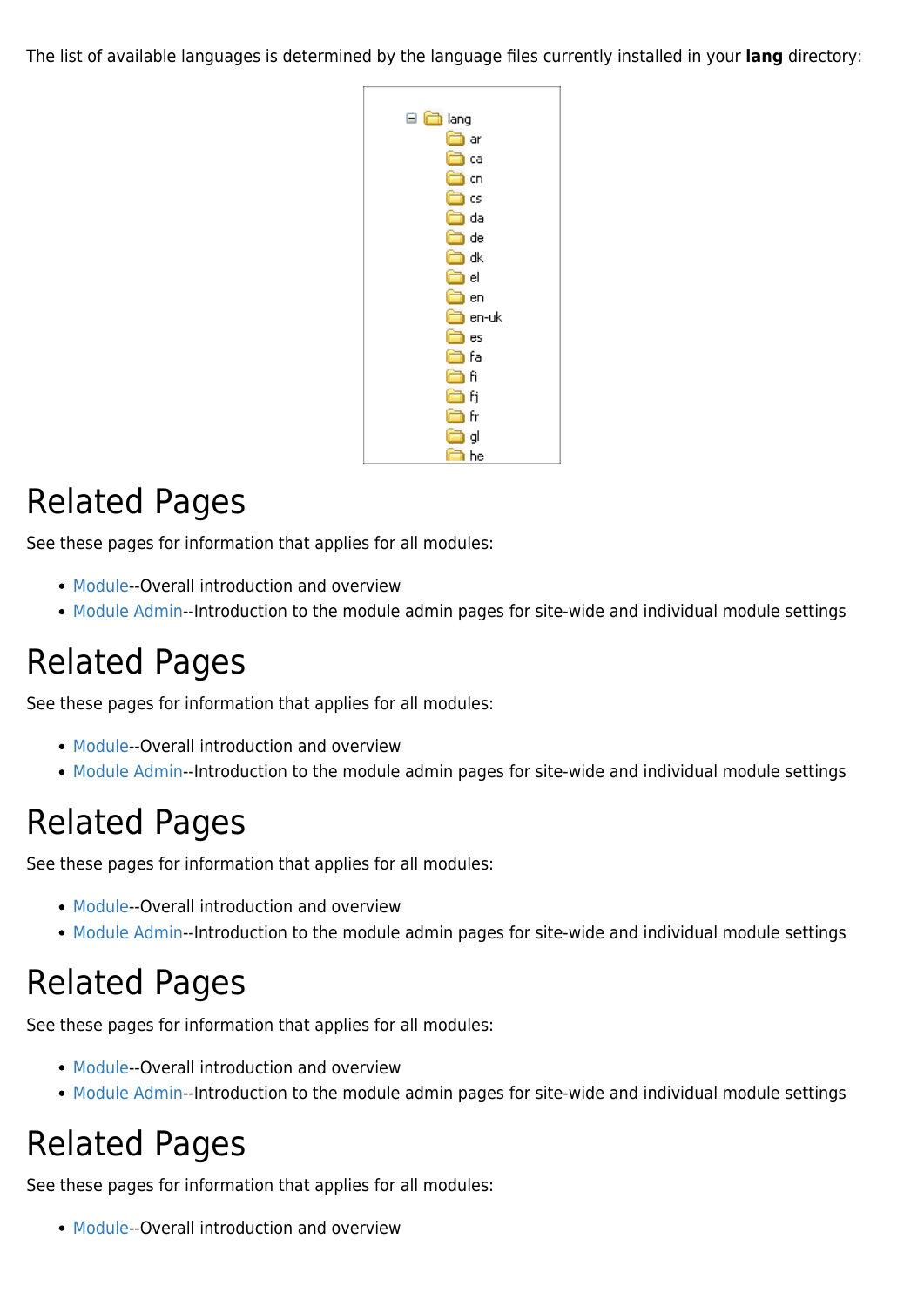The list of available languages is determined by the language files currently installed in your **lang** directory:

# Related Pages

See these pages for information that applies for all modules:

- Module--Overall introduction and overview
- Module Admin--Introduction to the module admin pages for site-wide and individual module settings

# Related Pages

See these pages for information that applies for all modules:

- Module--Overall introduction and overview
- Module Admin--Introduction to the module admin pages for site-wide and individual module settings

# Related Pages

See these pages for information that applies for all modules:

- Module--Overall introduction and overview
- Module Admin--Introduction to the module admin pages for site-wide and individual module settings

# Related Pages

See these pages for information that applies for all modules:

- Module--Overall introduction and overview
- Module Admin--Introduction to the module admin pages for site-wide and individual module settings

# Related Pages

See these pages for information that applies for all modules:

- Module--Overall introduction and overview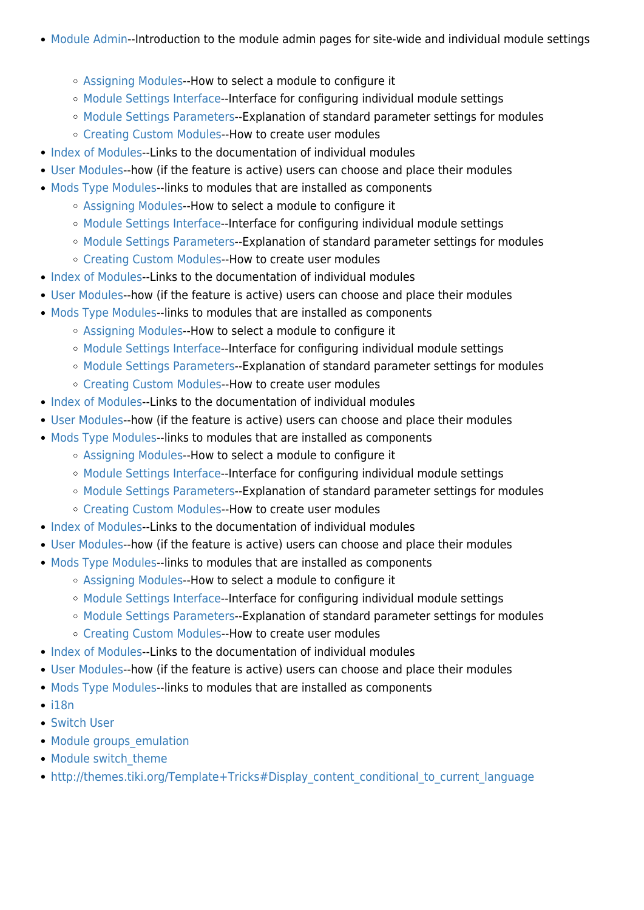- Module Admin--Introduction to the module admin pages for site-wide and individual module settings
  - Assigning Modules--How to select a module to configure it
  - Module Settings Interface--Interface for configuring individual module settings
  - Module Settings Parameters--Explanation of standard parameter settings for modules
  - Creating Custom Modules--How to create user modules
- Index of Modules--Links to the documentation of individual modules
- User Modules--how (if the feature is active) users can choose and place their modules
- Mods Type Modules--links to modules that are installed as components
  - Assigning Modules--How to select a module to configure it
  - Module Settings Interface--Interface for configuring individual module settings
  - Module Settings Parameters--Explanation of standard parameter settings for modules
  - Creating Custom Modules--How to create user modules
- Index of Modules--Links to the documentation of individual modules
- User Modules--how (if the feature is active) users can choose and place their modules
- Mods Type Modules--links to modules that are installed as components
  - Assigning Modules--How to select a module to configure it
  - Module Settings Interface--Interface for configuring individual module settings
  - Module Settings Parameters--Explanation of standard parameter settings for modules
  - Creating Custom Modules--How to create user modules
- Index of Modules--Links to the documentation of individual modules
- User Modules--how (if the feature is active) users can choose and place their modules
- Mods Type Modules--links to modules that are installed as components
  - Assigning Modules--How to select a module to configure it
  - Module Settings Interface--Interface for configuring individual module settings
  - Module Settings Parameters--Explanation of standard parameter settings for modules
  - Creating Custom Modules--How to create user modules
- Index of Modules--Links to the documentation of individual modules
- User Modules--how (if the feature is active) users can choose and place their modules
- Mods Type Modules--links to modules that are installed as components
  - Assigning Modules--How to select a module to configure it
  - Module Settings Interface--Interface for configuring individual module settings
  - Module Settings Parameters--Explanation of standard parameter settings for modules
  - Creating Custom Modules--How to create user modules
- Index of Modules--Links to the documentation of individual modules
- User Modules--how (if the feature is active) users can choose and place their modules
- Mods Type Modules--links to modules that are installed as components
- i18n
- Switch User
- Module groups_emulation
- Module switch_theme
- http://themes.tiki.org/Template+Tricks#Display_content_conditional_to_current_language